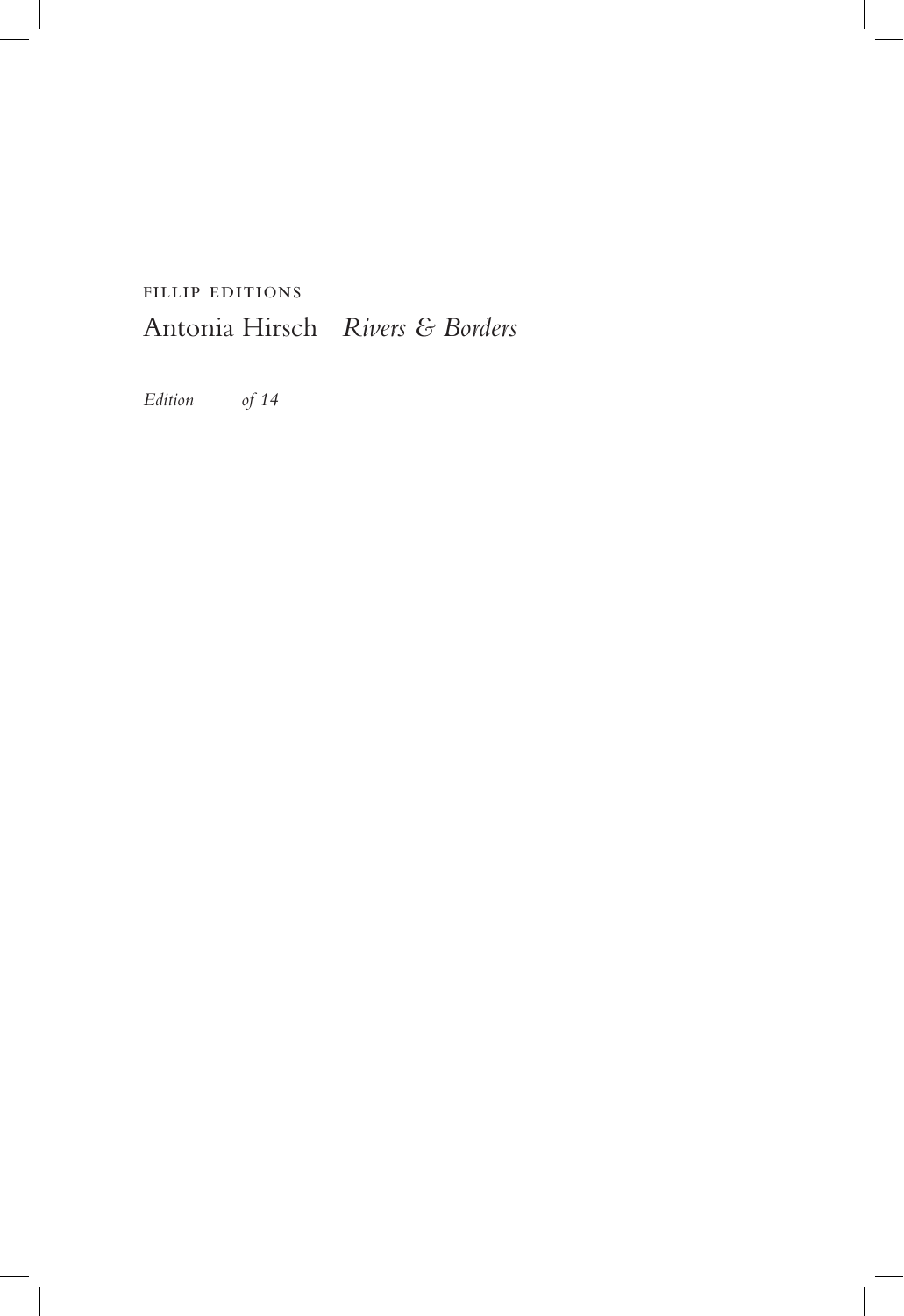FILLIP EDITIONS

Antonia Hirsch *Rivers & Borders*

*Edition of 14*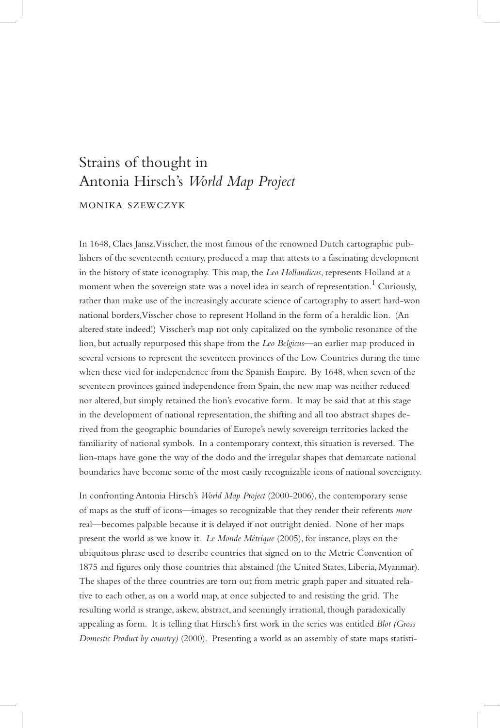# Strains of thought in Antonia Hirsch's *World Map Project*

MONIKA SZEWCZYK

In 1648, Claes Jansz.Visscher, the most famous of the renowned Dutch cartographic publishers of the seventeenth century, produced a map that attests to a fascinating development in the history of state iconography. This map, the *Leo Hollandicus*, represents Holland at a moment when the sovereign state was a novel idea in search of representation.[1] Curiously, rather than make use of the increasingly accurate science of cartography to assert hard-won national borders,Visscher chose to represent Holland in the form of a heraldic lion. (An altered state indeed!) Visscher's map not only capitalized on the symbolic resonance of the lion, but actually repurposed this shape from the *Leo Belgicus*—an earlier map produced in several versions to represent the seventeen provinces of the Low Countries during the time when these vied for independence from the Spanish Empire. By 1648, when seven of the seventeen provinces gained independence from Spain, the new map was neither reduced nor altered, but simply retained the lion's evocative form. It may be said that at this stage in the development of national representation, the shifting and all too abstract shapes derived from the geographic boundaries of Europe's newly sovereign territories lacked the familiarity of national symbols. In a contemporary context, this situation is reversed. The lion-maps have gone the way of the dodo and the irregular shapes that demarcate national boundaries have become some of the most easily recognizable icons of national sovereignty.

In confronting Antonia Hirsch's *World Map Project* (2000-2006), the contemporary sense of maps as the stuff of icons—images so recognizable that they render their referents *more* real—becomes palpable because it is delayed if not outright denied. None of her maps present the world as we know it. *Le Monde Métrique* (2005), for instance, plays on the ubiquitous phrase used to describe countries that signed on to the Metric Convention of 1875 and figures only those countries that abstained (the United States, Liberia, Myanmar). The shapes of the three countries are torn out from metric graph paper and situated relative to each other, as on a world map, at once subjected to and resisting the grid. The resulting world is strange, askew, abstract, and seemingly irrational, though paradoxically appealing as form. It is telling that Hirsch's first work in the series was entitled *Blot (Gross Domestic Product by country)* (2000). Presenting a world as an assembly of state maps statisti-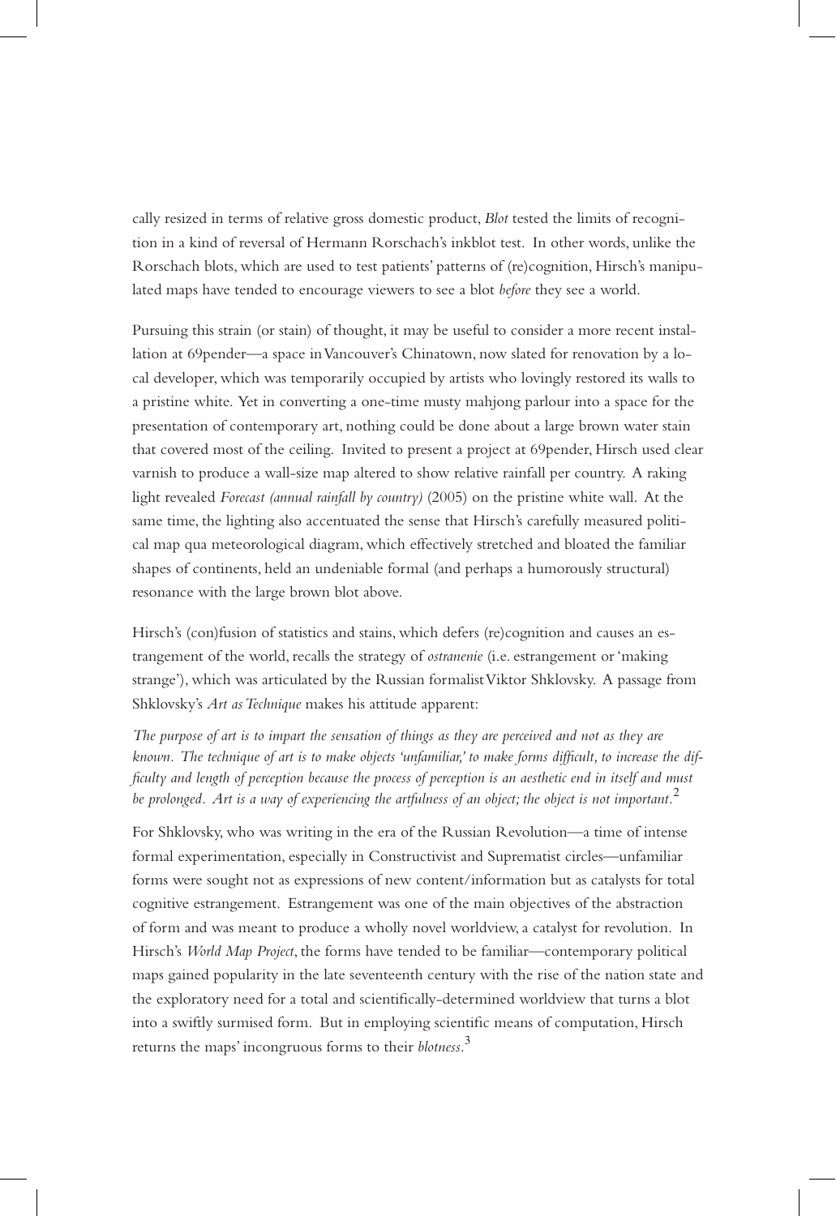cally resized in terms of relative gross domestic product, *Blot* tested the limits of recognition in a kind of reversal of Hermann Rorschach's inkblot test. In other words, unlike the Rorschach blots, which are used to test patients' patterns of (re)cognition, Hirsch's manipulated maps have tended to encourage viewers to see a blot *before* they see a world.

Pursuing this strain (or stain) of thought, it may be useful to consider a more recent installation at 69pender—a space in Vancouver's Chinatown, now slated for renovation by a local developer, which was temporarily occupied by artists who lovingly restored its walls to a pristine white. Yet in converting a one-time musty mahjong parlour into a space for the presentation of contemporary art, nothing could be done about a large brown water stain that covered most of the ceiling. Invited to present a project at 69pender, Hirsch used clear varnish to produce a wall-size map altered to show relative rainfall per country. A raking light revealed *Forecast (annual rainfall by country)* (2005) on the pristine white wall. At the same time, the lighting also accentuated the sense that Hirsch's carefully measured political map qua meteorological diagram, which effectively stretched and bloated the familiar shapes of continents, held an undeniable formal (and perhaps a humorously structural) resonance with the large brown blot above.

Hirsch's (con)fusion of statistics and stains, which defers (re)cognition and causes an estrangement of the world, recalls the strategy of *ostranenie* (i.e. estrangement or 'making strange'), which was articulated by the Russian formalist Viktor Shklovsky. A passage from Shklovsky's *Art as Technique* makes his attitude apparent:

*The purpose of art is to impart the sensation of things as they are perceived and not as they are known. The technique of art is to make objects 'unfamiliar,' to make forms difficult, to increase the difficulty and length of perception because the process of perception is an aesthetic end in itself and must be prolonged. Art is a way of experiencing the artfulness of an object; the object is not important.*[2]

For Shklovsky, who was writing in the era of the Russian Revolution—a time of intense formal experimentation, especially in Constructivist and Suprematist circles—unfamiliar forms were sought not as expressions of new content/information but as catalysts for total cognitive estrangement. Estrangement was one of the main objectives of the abstraction of form and was meant to produce a wholly novel worldview, a catalyst for revolution. In Hirsch's *World Map Project*, the forms have tended to be familiar—contemporary political maps gained popularity in the late seventeenth century with the rise of the nation state and the exploratory need for a total and scientifically-determined worldview that turns a blot into a swiftly surmised form. But in employing scientific means of computation, Hirsch returns the maps' incongruous forms to their *blotness*.[3]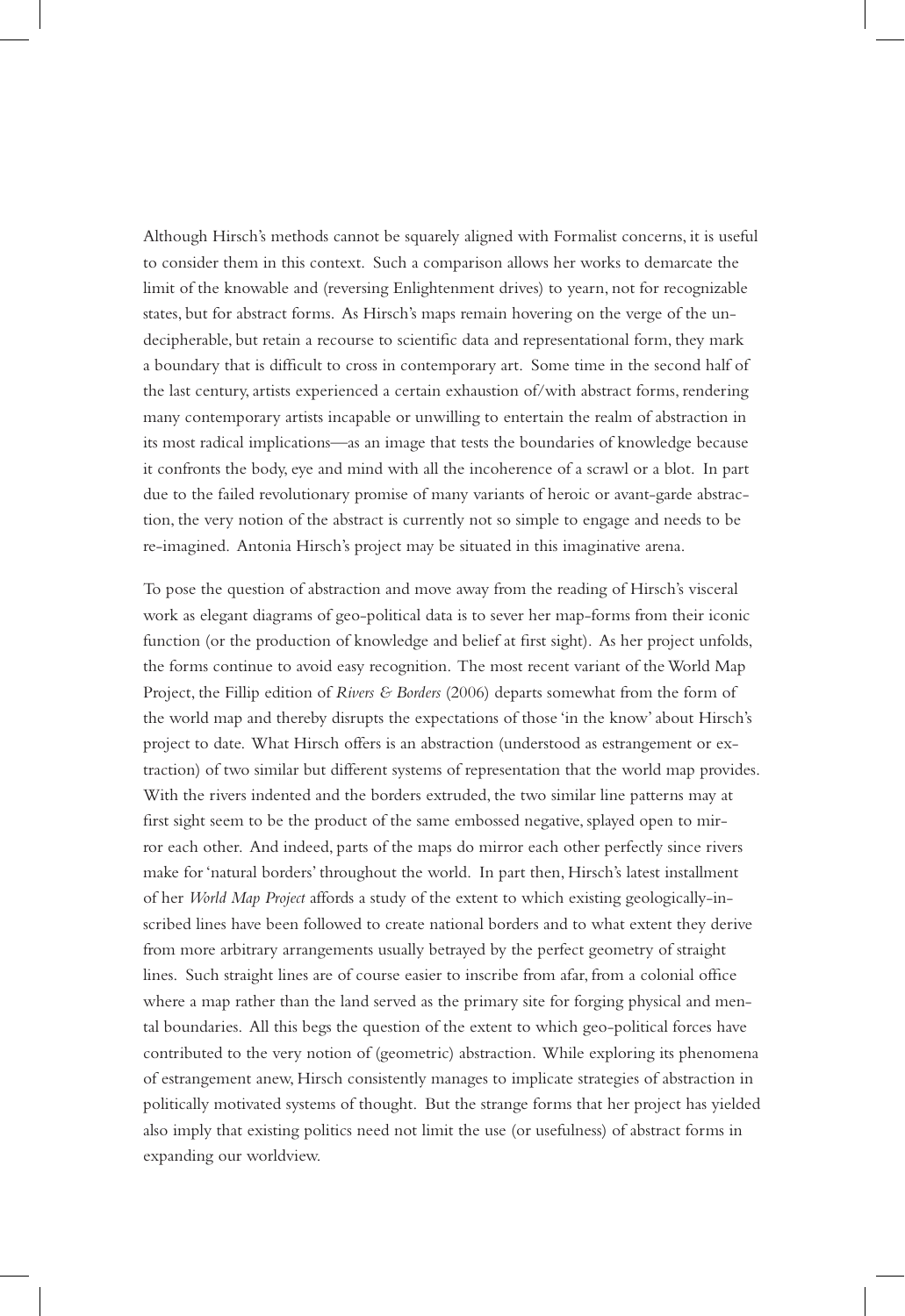Although Hirsch's methods cannot be squarely aligned with Formalist concerns, it is useful to consider them in this context. Such a comparison allows her works to demarcate the limit of the knowable and (reversing Enlightenment drives) to yearn, not for recognizable states, but for abstract forms. As Hirsch's maps remain hovering on the verge of the undecipherable, but retain a recourse to scientific data and representational form, they mark a boundary that is difficult to cross in contemporary art. Some time in the second half of the last century, artists experienced a certain exhaustion of/with abstract forms, rendering many contemporary artists incapable or unwilling to entertain the realm of abstraction in its most radical implications—as an image that tests the boundaries of knowledge because it confronts the body, eye and mind with all the incoherence of a scrawl or a blot. In part due to the failed revolutionary promise of many variants of heroic or avant-garde abstraction, the very notion of the abstract is currently not so simple to engage and needs to be re-imagined. Antonia Hirsch's project may be situated in this imaginative arena.

To pose the question of abstraction and move away from the reading of Hirsch's visceral work as elegant diagrams of geo-political data is to sever her map-forms from their iconic function (or the production of knowledge and belief at first sight). As her project unfolds, the forms continue to avoid easy recognition. The most recent variant of the World Map Project, the Fillip edition of *Rivers & Borders* (2006) departs somewhat from the form of the world map and thereby disrupts the expectations of those 'in the know' about Hirsch's project to date. What Hirsch offers is an abstraction (understood as estrangement or extraction) of two similar but different systems of representation that the world map provides. With the rivers indented and the borders extruded, the two similar line patterns may at first sight seem to be the product of the same embossed negative, splayed open to mirror each other. And indeed, parts of the maps do mirror each other perfectly since rivers make for 'natural borders' throughout the world. In part then, Hirsch's latest installment of her *World Map Project* affords a study of the extent to which existing geologically-inscribed lines have been followed to create national borders and to what extent they derive from more arbitrary arrangements usually betrayed by the perfect geometry of straight lines. Such straight lines are of course easier to inscribe from afar, from a colonial office where a map rather than the land served as the primary site for forging physical and mental boundaries. All this begs the question of the extent to which geo-political forces have contributed to the very notion of (geometric) abstraction. While exploring its phenomena of estrangement anew, Hirsch consistently manages to implicate strategies of abstraction in politically motivated systems of thought. But the strange forms that her project has yielded also imply that existing politics need not limit the use (or usefulness) of abstract forms in expanding our worldview.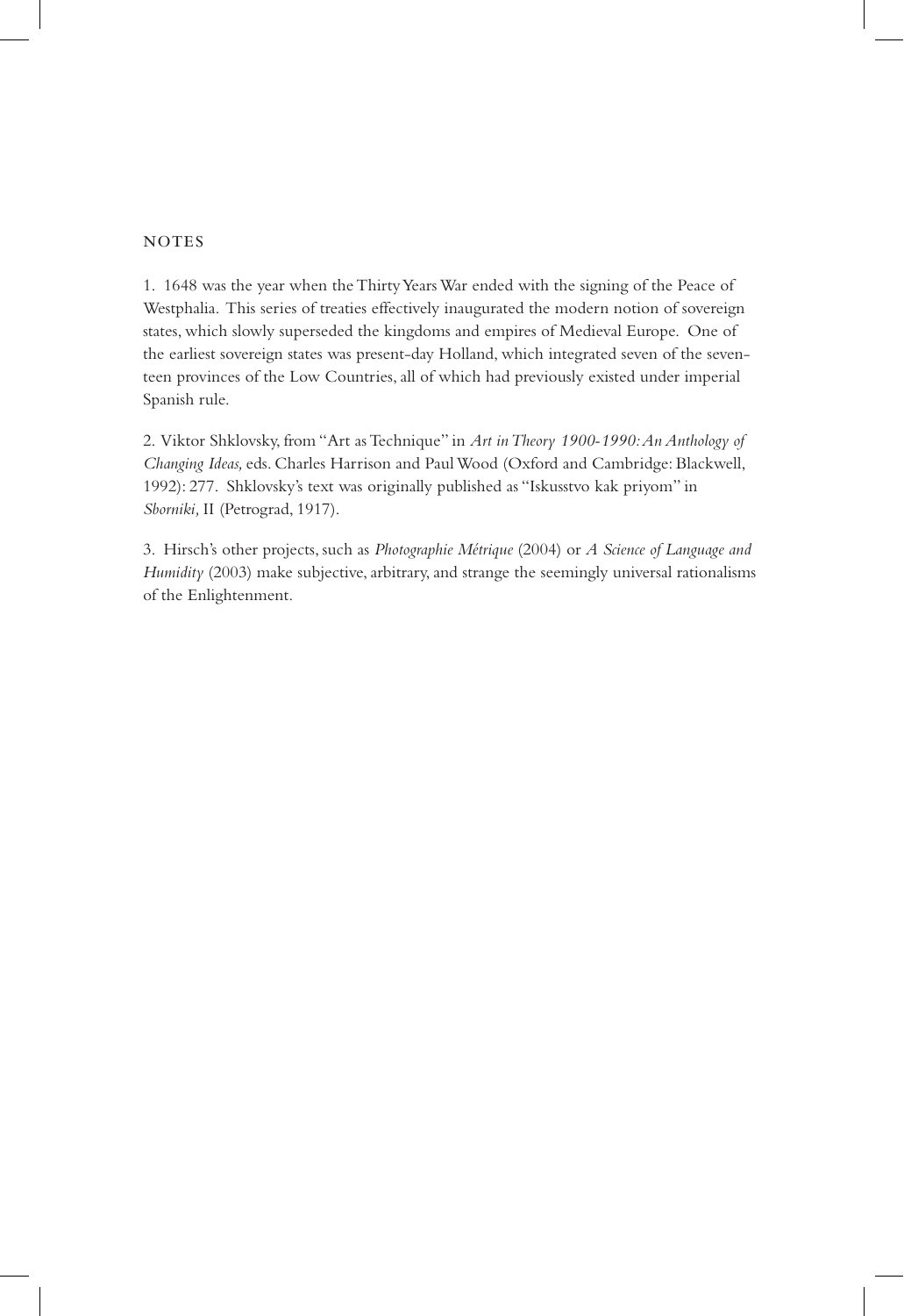## NOTES

1. 1648 was the year when the Thirty Years War ended with the signing of the Peace of Westphalia. This series of treaties effectively inaugurated the modern notion of sovereign states, which slowly superseded the kingdoms and empires of Medieval Europe. One of the earliest sovereign states was present-day Holland, which integrated seven of the seventeen provinces of the Low Countries, all of which had previously existed under imperial Spanish rule.

2. Viktor Shklovsky, from "Art as Technique" in *Art in Theory 1900-1990: An Anthology of Changing Ideas,* eds. Charles Harrison and Paul Wood (Oxford and Cambridge: Blackwell, 1992): 277. Shklovsky's text was originally published as "Iskusstvo kak priyom" in *Sborniki,* II (Petrograd, 1917).

3. Hirsch's other projects, such as *Photographie Métrique* (2004) or *A Science of Language and Humidity* (2003) make subjective, arbitrary, and strange the seemingly universal rationalisms of the Enlightenment.